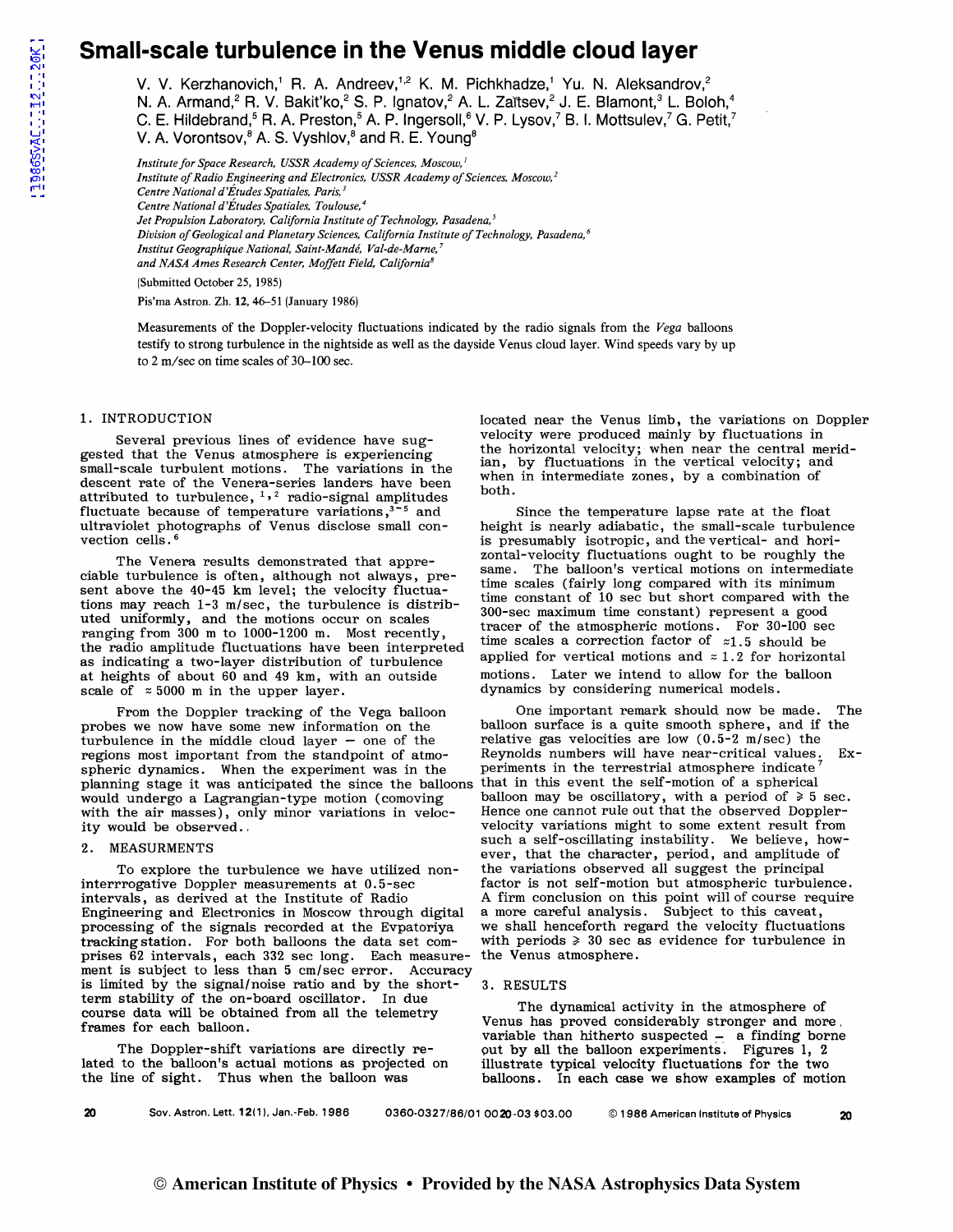# Small-scale turbulence in the Venus middle cloud layer

V. V. Kerzhanovich,[1] R. A. Andreev,[1,2] K. M. Pichkhadze,[1] Yu. N. Aleksandrov,[2] N. A. Armand,[2] R. V. Bakit'ko,[2] S. P. Ignatov,[2] A. L. Zaĭtsev,[2] J. E. Blamont,[3] L. Boloh,[4] C. E. Hildebrand,[5] R. A. Preston,[5] A. P. Ingersoll,[6] V. P. Lysov,[7] B. I. Mottsulev,[7] G. Petit,[7] V. A. Vorontsov,[8] A. S. Vyshlov,[8] and R. E. Young[8]

*Institute for Space Research, USSR Academy of Sciences, Moscow,*[1]
*Institute of Radio Engineering and Electronics, USSR Academy of Sciences, Moscow,*[2]
*Centre National d'Études Spatiales, Paris,*[3]
*Centre National d'Études Spatiales, Toulouse,*[4]
*Jet Propulsion Laboratory, California Institute of Technology, Pasadena,*[5]
*Division of Geological and Planetary Sciences, California Institute of Technology, Pasadena,*[6]
*Institut Geographique National, Saint-Mandé, Val-de-Marne,*[7]
*and NASA Ames Research Center, Moffett Field, California*[8]

(Submitted October 25, 1985)

Pis'ma Astron. Zh. 12, 46–51 (January 1986)

Measurements of the Doppler-velocity fluctuations indicated by the radio signals from the *Vega* balloons testify to strong turbulence in the nightside as well as the dayside Venus cloud layer. Wind speeds vary by up to 2 m/sec on time scales of 30–100 sec.

## 1. INTRODUCTION

Several previous lines of evidence have suggested that the Venus atmosphere is experiencing small-scale turbulent motions. The variations in the descent rate of the Venera-series landers have been attributed to turbulence,[1,2] radio-signal amplitudes fluctuate because of temperature variations,[3-5] and ultraviolet photographs of Venus disclose small convection cells.[6]

The Venera results demonstrated that appreciable turbulence is often, although not always, present above the 40-45 km level; the velocity fluctuations may reach 1-3 m/sec, the turbulence is distributed uniformly, and the motions occur on scales ranging from 300 m to 1000-1200 m. Most recently, the radio amplitude fluctuations have been interpreted as indicating a two-layer distribution of turbulence at heights of about 60 and 49 km, with an outside scale of ≈ 5000 m in the upper layer.

From the Doppler tracking of the Vega balloon probes we now have some new information on the turbulence in the middle cloud layer — one of the regions most important from the standpoint of atmospheric dynamics. When the experiment was in the planning stage it was anticipated that the since the balloons would undergo a Lagrangian-type motion (comoving with the air masses), only minor variations in velocity would be observed.

## 2. MEASURMENTS

To explore the turbulence we have utilized noninterrrogative Doppler measurements at 0.5-sec intervals, as derived at the Institute of Radio Engineering and Electronics in Moscow through digital processing of the signals recorded at the Evpatoriya tracking station. For both balloons the data set comprises 62 intervals, each 332 sec long. Each measurement is subject to less than 5 cm/sec error. Accuracy is limited by the signal/noise ratio and by the short-term stability of the on-board oscillator. In due course data will be obtained from all the telemetry frames for each balloon.

The Doppler-shift variations are directly related to the balloon's actual motions as projected on the line of sight. Thus when the balloon was located near the Venus limb, the variations on Doppler velocity were produced mainly by fluctuations in the horizontal velocity; when near the central meridian, by fluctuations in the vertical velocity; and when in intermediate zones, by a combination of both.

Since the temperature lapse rate at the float height is nearly adiabatic, the small-scale turbulence is presumably isotropic, and the vertical- and horizontal-velocity fluctuations ought to be roughly the same. The balloon's vertical motions on intermediate time scales (fairly long compared with its minimum time constant of 10 sec but short compared with the 300-sec maximum time constant) represent a good tracer of the atmospheric motions. For 30-100 sec time scales a correction factor of ≈1.5 should be applied for vertical motions and ≈ 1.2 for horizontal motions. Later we intend to allow for the balloon dynamics by considering numerical models.

One important remark should now be made. The balloon surface is a quite smooth sphere, and if the relative gas velocities are low (0.5-2 m/sec) the Reynolds numbers will have near-critical values. Experiments in the terrestrial atmosphere indicate[7] that in this event the self-motion of a spherical balloon may be oscillatory, with a period of ⩾ 5 sec. Hence one cannot rule out that the observed Doppler-velocity variations might to some extent result from such a self-oscillating instability. We believe, however, that the character, period, and amplitude of the variations observed all suggest the principal factor is not self-motion but atmospheric turbulence. A firm conclusion on this point will of course require a more careful analysis. Subject to this caveat, we shall henceforth regard the velocity fluctuations with periods ⩾ 30 sec as evidence for turbulence in the Venus atmosphere.

## 3. RESULTS

The dynamical activity in the atmosphere of Venus has proved considerably stronger and more variable than hitherto suspected — a finding borne out by all the balloon experiments. Figures 1, 2 illustrate typical velocity fluctuations for the two balloons. In each case we show examples of motion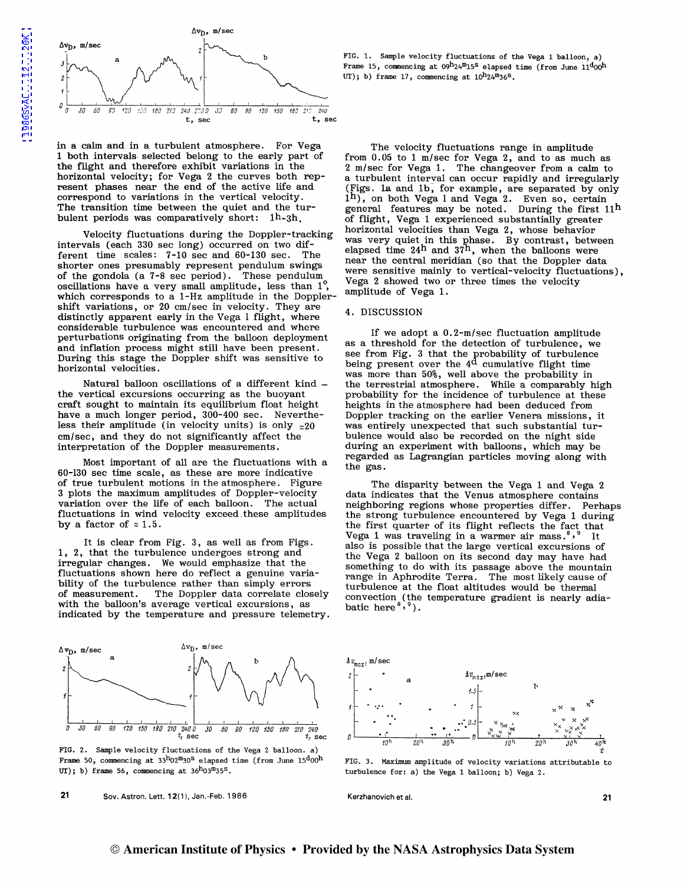FIG. 1. Sample velocity fluctuations of the Vega 1 balloon, a) Frame 15, commencing at $09^h24^m15^s$ elapsed time (from June $11^d00^h$ UT); b) frame 17, commencing at $10^h24^m36^s$.

in a calm and in a turbulent atmosphere. For Vega 1 both intervals selected belong to the early part of the flight and therefore exhibit variations in the horizontal velocity; for Vega 2 the curves both represent phases near the end of the active life and correspond to variations in the vertical velocity. The transition time between the quiet and the turbulent periods was comparatively short: $1^h$–$3^h$.

Velocity fluctuations during the Doppler-tracking intervals (each 330 sec long) occurred on two different time scales: 7-10 sec and 60-130 sec. The shorter ones presumably represent pendulum swings of the gondola (a 7-8 sec period). These pendulum oscillations have a very small amplitude, less than 1°, which corresponds to a 1-Hz amplitude in the Doppler-shift variations, or 20 cm/sec in velocity. They are distinctly apparent early in the Vega 1 flight, where considerable turbulence was encountered and where perturbations originating from the balloon deployment and inflation process might still have been present. During this stage the Doppler shift was sensitive to horizontal velocities.

Natural balloon oscillations of a different kind – the vertical excursions occurring as the buoyant craft sought to maintain its equilibrium float height have a much longer period, 300-400 sec. Nevertheless their amplitude (in velocity units) is only ≈20 cm/sec, and they do not significantly affect the interpretation of the Doppler measurements.

Most important of all are the fluctuations with a 60-130 sec time scale, as these are more indicative of true turbulent motions in the atmosphere. Figure 3 plots the maximum amplitudes of Doppler-velocity variation over the life of each balloon. The actual fluctuations in wind velocity exceed these amplitudes by a factor of ≈ 1.5.

It is clear from Fig. 3, as well as from Figs. 1, 2, that the turbulence undergoes strong and irregular changes. We would emphasize that the fluctuations shown here do reflect a genuine variability of the turbulence rather than simply errors of measurement. The Doppler data correlate closely with the balloon's average vertical excursions, as indicated by the temperature and pressure telemetry.

The velocity fluctuations range in amplitude from 0.05 to 1 m/sec for Vega 2, and to as much as 2 m/sec for Vega 1. The changeover from a calm to a turbulent interval can occur rapidly and irregularly (Figs. 1a and 1b, for example, are separated by only $1^h$), on both Vega 1 and Vega 2. Even so, certain general features may be noted. During the first $11^h$ of flight, Vega 1 experienced substantially greater horizontal velocities than Vega 2, whose behavior was very quiet in this phase. By contrast, between elapsed time $24^h$ and $37^h$, when the balloons were near the central meridian (so that the Doppler data were sensitive mainly to vertical-velocity fluctuations), Vega 2 showed two or three times the velocity amplitude of Vega 1.

## 4. DISCUSSION

If we adopt a 0.2-m/sec fluctuation amplitude as a threshold for the detection of turbulence, we see from Fig. 3 that the probability of turbulence being present over the $4^d$ cumulative flight time was more than 50%, well above the probability in the terrestrial atmosphere. While a comparably high probability for the incidence of turbulence at these heights in the atmosphere had been deduced from Doppler tracking on the earlier Venera missions, it was entirely unexpected that such substantial turbulence would also be recorded on the night side during an experiment with balloons, which may be regarded as Lagrangian particles moving along with the gas.

The disparity between the Vega 1 and Vega 2 data indicates that the Venus atmosphere contains neighboring regions whose properties differ. Perhaps the strong turbulence encountered by Vega 1 during the first quarter of its flight reflects the fact that Vega 1 was traveling in a warmer air mass.[8,9] It also is possible that the large vertical excursions of the Vega 2 balloon on its second day may have had something to do with its passage above the mountain range in Aphrodite Terra. The most likely cause of turbulence at the float altitudes would be thermal convection (the temperature gradient is nearly adiabatic here[8,9]).

FIG. 2. Sample velocity fluctuations of the Vega 2 balloon. a) Frame 50, commencing at $33^h02^m30^s$ elapsed time (from June $15^d00^h$ UT); b) frame 56, commencing at $36^h03^m35^s$.

FIG. 3. Maximum amplitude of velocity variations attributable to turbulence for: a) the Vega 1 balloon; b) Vega 2.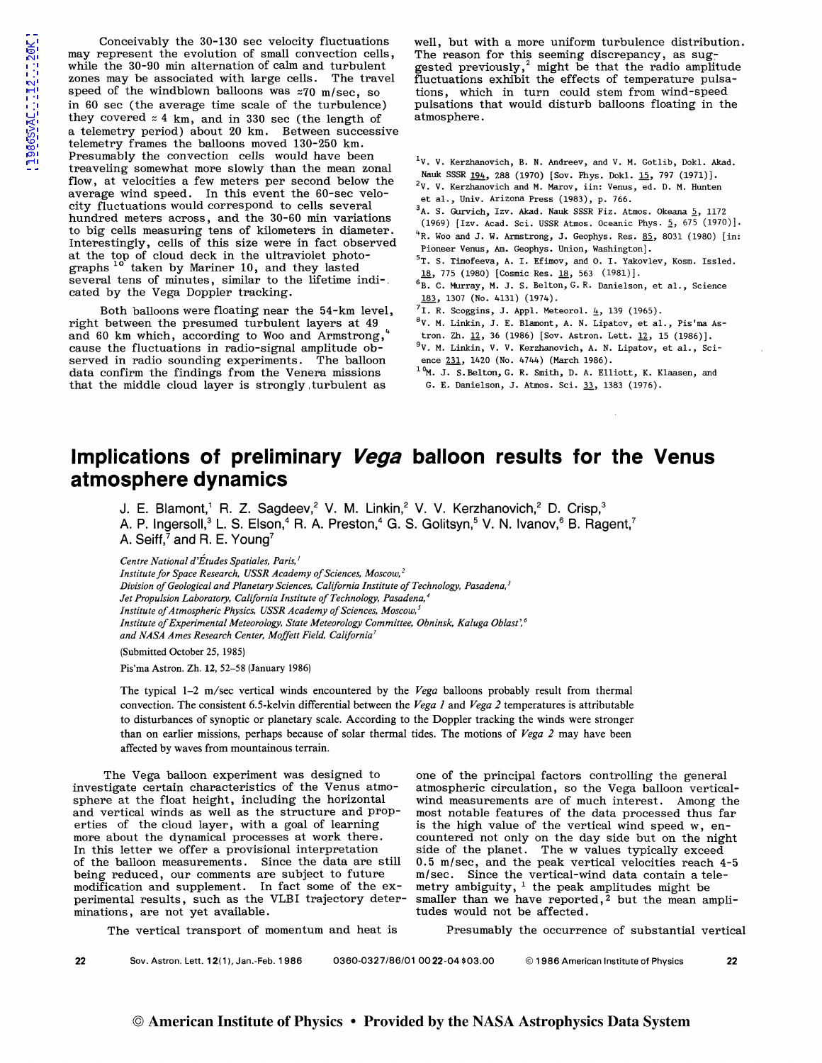Conceivably the 30-130 sec velocity fluctuations may represent the evolution of small convection cells, while the 30-90 min alternation of calm and turbulent zones may be associated with large cells. The travel speed of the windblown balloons was ≈70 m/sec, so in 60 sec (the average time scale of the turbulence) they covered ≈ 4 km, and in 330 sec (the length of a telemetry period) about 20 km. Between successive telemetry frames the balloons moved 130-250 km. Presumably the convection cells would have been treaveling somewhat more slowly than the mean zonal flow, at velocities a few meters per second below the average wind speed. In this event the 60-sec velocity fluctuations would correspond to cells several hundred meters across, and the 30-60 min variations to big cells measuring tens of kilometers in diameter. Interestingly, cells of this size were in fact observed at the top of cloud deck in the ultraviolet photographs[10] taken by Mariner 10, and they lasted several tens of minutes, similar to the lifetime indicated by the Vega Doppler tracking.

Both balloons were floating near the 54-km level, right between the presumed turbulent layers at 49 and 60 km which, according to Woo and Armstrong,[4] cause the fluctuations in radio-signal amplitude observed in radio sounding experiments. The balloon data confirm the findings from the Venera missions that the middle cloud layer is strongly turbulent as well, but with a more uniform turbulence distribution. The reason for this seeming discrepancy, as suggested previously,[2] might be that the radio amplitude fluctuations exhibit the effects of temperature pulsations, which in turn could stem from wind-speed pulsations that would disturb balloons floating in the atmosphere.

[1] V. V. Kerzhanovich, B. N. Andreev, and V. M. Gotlib, Dokl. Akad. Nauk SSSR 194, 288 (1970) [Sov. Phys. Dokl. 15, 797 (1971)].
[2] V. V. Kerzhanovich and M. Marov, iin: Venus, ed. D. M. Hunten et al., Univ. Arizona Press (1983), p. 766.
[3] A. S. Gurvich, Izv. Akad. Nauk SSSR Fiz. Atmos. Okeana 5, 1172 (1969) [Izv. Acad. Sci. USSR Atmos. Oceanic Phys. 5, 675 (1970)].
[4] R. Woo and J. W. Armstrong, J. Geophys. Res. 85, 8031 (1980) [in: Pioneer Venus, Am. Geophys. Union, Washington].
[5] T. S. Timofeeva, A. I. Efimov, and O. I. Yakovlev, Kosm. Issled. 18, 775 (1980) [Cosmic Res. 18, 563 (1981)].
[6] B. C. Murray, M. J. S. Belton, G. R. Danielson, et al., Science 183, 1307 (No. 4131) (1974).
[7] I. R. Scoggins, J. Appl. Meteorol. 4, 139 (1965).
[8] V. M. Linkin, J. E. Blamont, A. N. Lipatov, et al., Pis'ma Astron. Zh. 12, 36 (1986) [Sov. Astron. Lett. 12, 15 (1986)].
[9] V. M. Linkin, V. V. Kerzhanovich, A. N. Lipatov, et al., Science 231, 1420 (No. 4744) (March 1986).
[10] M. J. S. Belton, G. R. Smith, D. A. Elliott, K. Klaasen, and G. E. Danielson, J. Atmos. Sci. 33, 1383 (1976).

# Implications of preliminary *Vega* balloon results for the Venus atmosphere dynamics

J. E. Blamont,[1] R. Z. Sagdeev,[2] V. M. Linkin,[2] V. V. Kerzhanovich,[2] D. Crisp,[3] A. P. Ingersoll,[3] L. S. Elson,[4] R. A. Preston,[4] G. S. Golitsyn,[5] V. N. Ivanov,[6] B. Ragent,[7] A. Seiff,[7] and R. E. Young[7]

*Centre National d'Études Spatiales, Paris,*[1]
*Institute for Space Research, USSR Academy of Sciences, Moscow,*[2]
*Division of Geological and Planetary Sciences, California Institute of Technology, Pasadena,*[3]
*Jet Propulsion Laboratory, California Institute of Technology, Pasadena,*[4]
*Institute of Atmospheric Physics, USSR Academy of Sciences, Moscow,*[5]
*Institute of Experimental Meteorology, State Meteorology Committee, Obninsk, Kaluga Oblast',*[6]
*and NASA Ames Research Center, Moffett Field, California*[7]

(Submitted October 25, 1985)

Pis'ma Astron. Zh. 12, 52–58 (January 1986)

The typical 1–2 m/sec vertical winds encountered by the *Vega* balloons probably result from thermal convection. The consistent 6.5-kelvin differential between the *Vega 1* and *Vega 2* temperatures is attributable to disturbances of synoptic or planetary scale. According to the Doppler tracking the winds were stronger than on earlier missions, perhaps because of solar thermal tides. The motions of *Vega 2* may have been affected by waves from mountainous terrain.

The Vega balloon experiment was designed to investigate certain characteristics of the Venus atmosphere at the float height, including the horizontal and vertical winds as well as the structure and properties of the cloud layer, with a goal of learning more about the dynamical processes at work there. In this letter we offer a provisional interpretation of the balloon measurements. Since the data are still being reduced, our comments are subject to future modification and supplement. In fact some of the experimental results, such as the VLBI trajectory determinations, are not yet available.

The vertical transport of momentum and heat is one of the principal factors controlling the general atmospheric circulation, so the Vega balloon vertical-wind measurements are of much interest. Among the most notable features of the data processed thus far is the high value of the vertical wind speed w, encountered not only on the day side but on the night side of the planet. The w values typically exceed 0.5 m/sec, and the peak vertical velocities reach 4-5 m/sec. Since the vertical-wind data contain a telemetry ambiguity,[1] the peak amplitudes might be smaller than we have reported,[2] but the mean amplitudes would not be affected.

Presumably the occurrence of substantial vertical